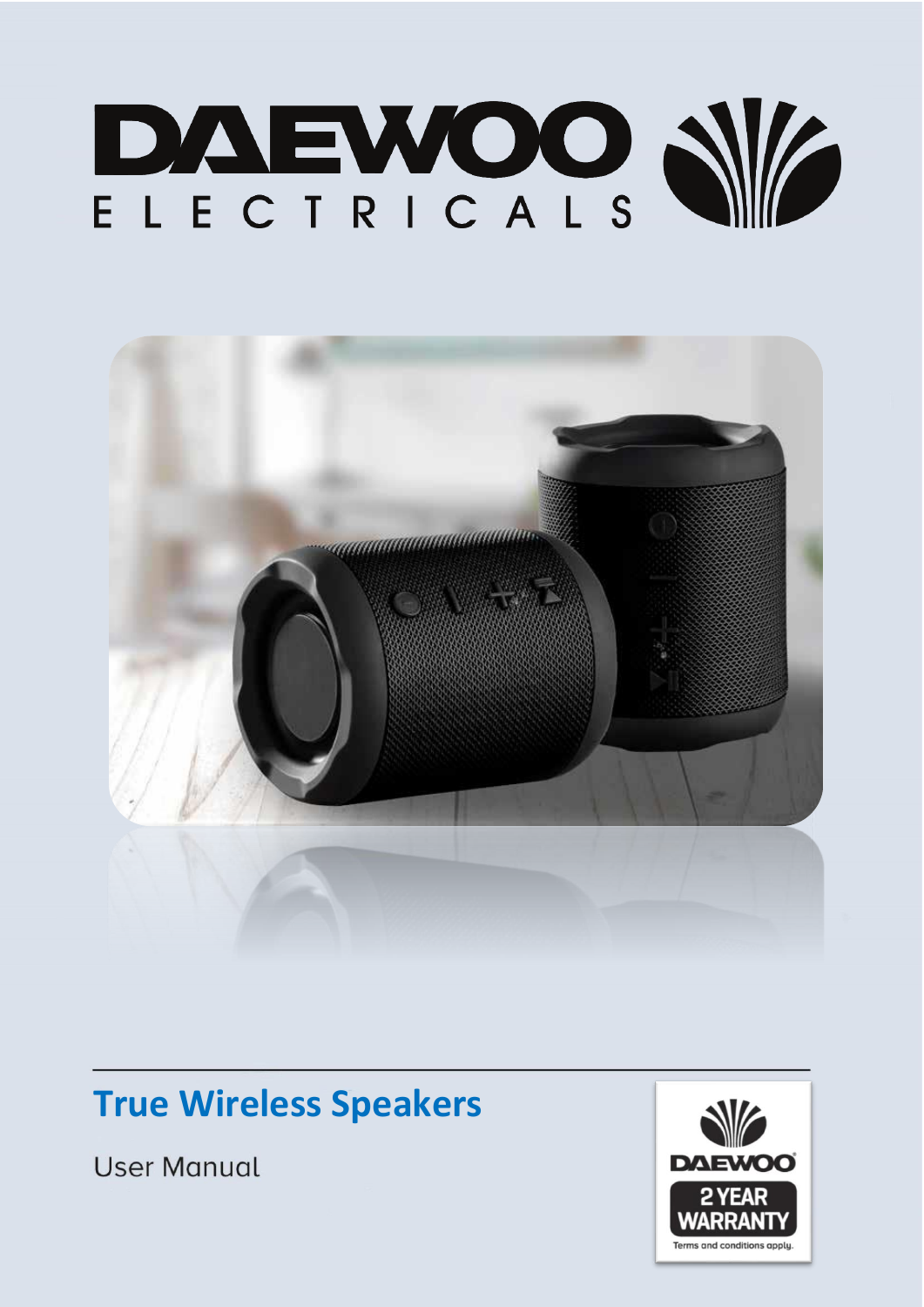# DAEWOO ELECTRICALS

## True Wireless Speakers

User Manual

DAEWOO 2 YEAR WARRANTY

Terms and conditions apply.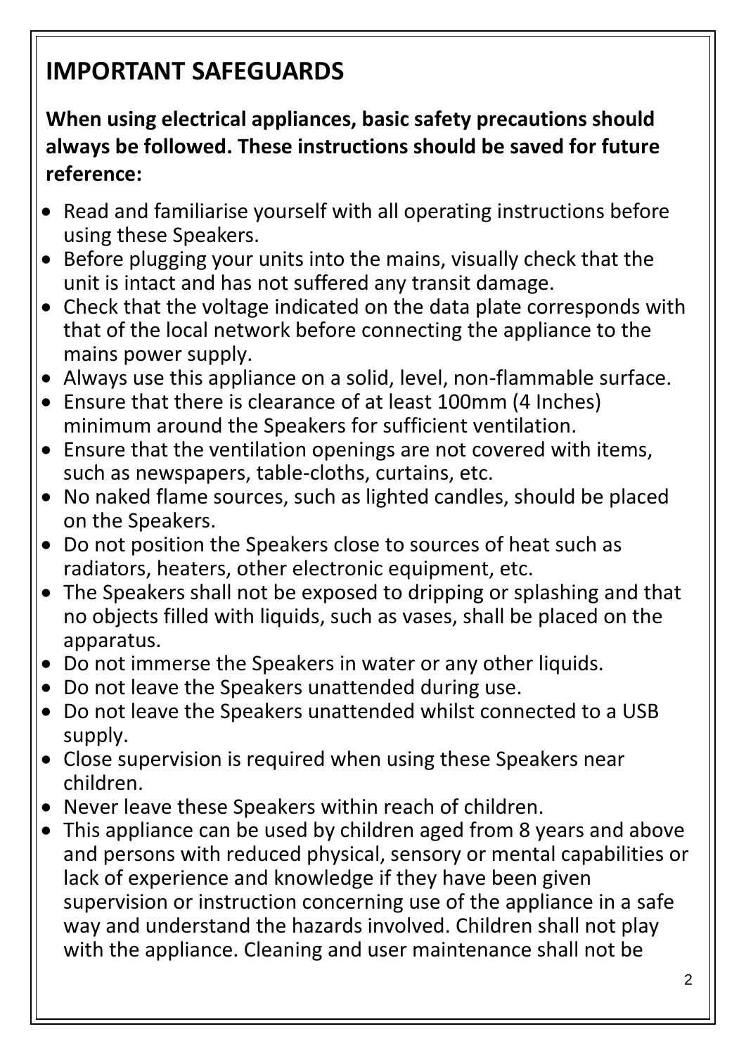## IMPORTANT SAFEGUARDS

**When using electrical appliances, basic safety precautions should always be followed. These instructions should be saved for future reference:**

- Read and familiarise yourself with all operating instructions before using these Speakers.
- Before plugging your units into the mains, visually check that the unit is intact and has not suffered any transit damage.
- Check that the voltage indicated on the data plate corresponds with that of the local network before connecting the appliance to the mains power supply.
- Always use this appliance on a solid, level, non-flammable surface.
- Ensure that there is clearance of at least 100mm (4 Inches) minimum around the Speakers for sufficient ventilation.
- Ensure that the ventilation openings are not covered with items, such as newspapers, table-cloths, curtains, etc.
- No naked flame sources, such as lighted candles, should be placed on the Speakers.
- Do not position the Speakers close to sources of heat such as radiators, heaters, other electronic equipment, etc.
- The Speakers shall not be exposed to dripping or splashing and that no objects filled with liquids, such as vases, shall be placed on the apparatus.
- Do not immerse the Speakers in water or any other liquids.
- Do not leave the Speakers unattended during use.
- Do not leave the Speakers unattended whilst connected to a USB supply.
- Close supervision is required when using these Speakers near children.
- Never leave these Speakers within reach of children.
- This appliance can be used by children aged from 8 years and above and persons with reduced physical, sensory or mental capabilities or lack of experience and knowledge if they have been given supervision or instruction concerning use of the appliance in a safe way and understand the hazards involved. Children shall not play with the appliance. Cleaning and user maintenance shall not be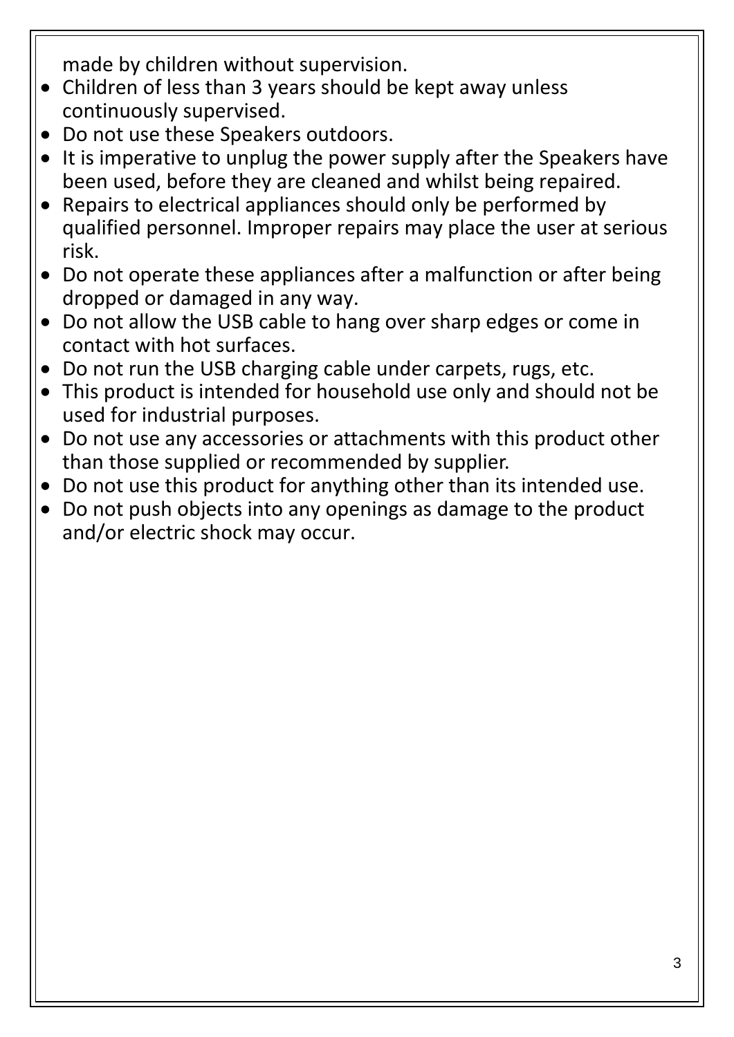made by children without supervision.

- Children of less than 3 years should be kept away unless continuously supervised.
- Do not use these Speakers outdoors.
- It is imperative to unplug the power supply after the Speakers have been used, before they are cleaned and whilst being repaired.
- Repairs to electrical appliances should only be performed by qualified personnel. Improper repairs may place the user at serious risk.
- Do not operate these appliances after a malfunction or after being dropped or damaged in any way.
- Do not allow the USB cable to hang over sharp edges or come in contact with hot surfaces.
- Do not run the USB charging cable under carpets, rugs, etc.
- This product is intended for household use only and should not be used for industrial purposes.
- Do not use any accessories or attachments with this product other than those supplied or recommended by supplier.
- Do not use this product for anything other than its intended use.
- Do not push objects into any openings as damage to the product and/or electric shock may occur.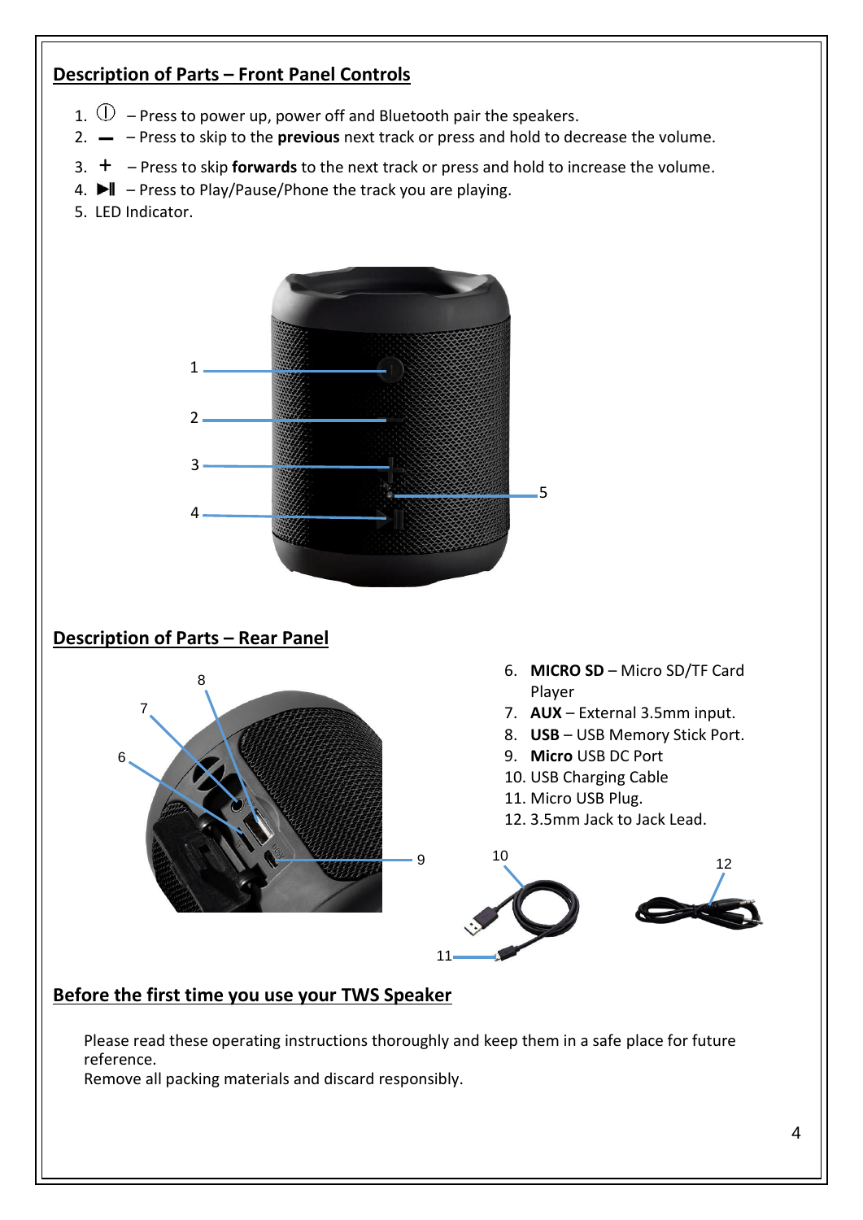## Description of Parts – Front Panel Controls

1. ⏻ – Press to power up, power off and Bluetooth pair the speakers.
2. **—** – Press to skip to the **previous** next track or press and hold to decrease the volume.
3. **+** – Press to skip **forwards** to the next track or press and hold to increase the volume.
4. ▶‖ – Press to Play/Pause/Phone the track you are playing.
5. LED Indicator.

## Description of Parts – Rear Panel

6. **MICRO SD** – Micro SD/TF Card Player
7. **AUX** – External 3.5mm input.
8. **USB** – USB Memory Stick Port.
9. **Micro** USB DC Port
10. USB Charging Cable
11. Micro USB Plug.
12. 3.5mm Jack to Jack Lead.

## Before the first time you use your TWS Speaker

Please read these operating instructions thoroughly and keep them in a safe place for future reference.
Remove all packing materials and discard responsibly.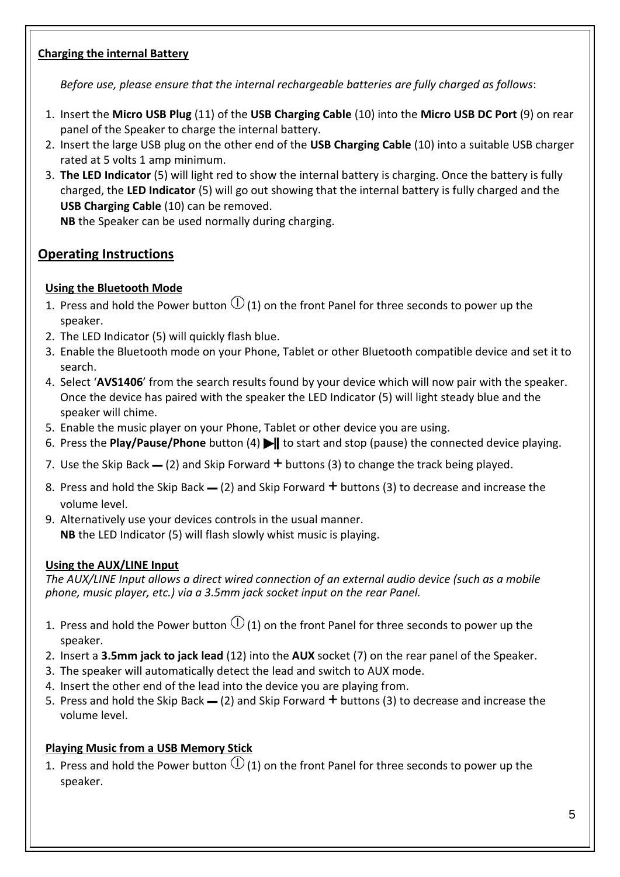**Charging the internal Battery**

*Before use, please ensure that the internal rechargeable batteries are fully charged as follows*:

1. Insert the **Micro USB Plug** (11) of the **USB Charging Cable** (10) into the **Micro USB DC Port** (9) on rear panel of the Speaker to charge the internal battery.
2. Insert the large USB plug on the other end of the **USB Charging Cable** (10) into a suitable USB charger rated at 5 volts 1 amp minimum.
3. **The LED Indicator** (5) will light red to show the internal battery is charging. Once the battery is fully charged, the **LED Indicator** (5) will go out showing that the internal battery is fully charged and the **USB Charging Cable** (10) can be removed.
   **NB** the Speaker can be used normally during charging.

## Operating Instructions

**Using the Bluetooth Mode**

1. Press and hold the Power button ⏻ (1) on the front Panel for three seconds to power up the speaker.
2. The LED Indicator (5) will quickly flash blue.
3. Enable the Bluetooth mode on your Phone, Tablet or other Bluetooth compatible device and set it to search.
4. Select '**AVS1406**' from the search results found by your device which will now pair with the speaker. Once the device has paired with the speaker the LED Indicator (5) will light steady blue and the speaker will chime.
5. Enable the music player on your Phone, Tablet or other device you are using.
6. Press the **Play/Pause/Phone** button (4) ▶‖ to start and stop (pause) the connected device playing.
7. Use the Skip Back ▬ (2) and Skip Forward + buttons (3) to change the track being played.
8. Press and hold the Skip Back ▬ (2) and Skip Forward + buttons (3) to decrease and increase the volume level.
9. Alternatively use your devices controls in the usual manner.
   **NB** the LED Indicator (5) will flash slowly whist music is playing.

**Using the AUX/LINE Input**

*The AUX/LINE Input allows a direct wired connection of an external audio device (such as a mobile phone, music player, etc.) via a 3.5mm jack socket input on the rear Panel.*

1. Press and hold the Power button ⏻ (1) on the front Panel for three seconds to power up the speaker.
2. Insert a **3.5mm jack to jack lead** (12) into the **AUX** socket (7) on the rear panel of the Speaker.
3. The speaker will automatically detect the lead and switch to AUX mode.
4. Insert the other end of the lead into the device you are playing from.
5. Press and hold the Skip Back ▬ (2) and Skip Forward + buttons (3) to decrease and increase the volume level.

**Playing Music from a USB Memory Stick**

1. Press and hold the Power button ⏻ (1) on the front Panel for three seconds to power up the speaker.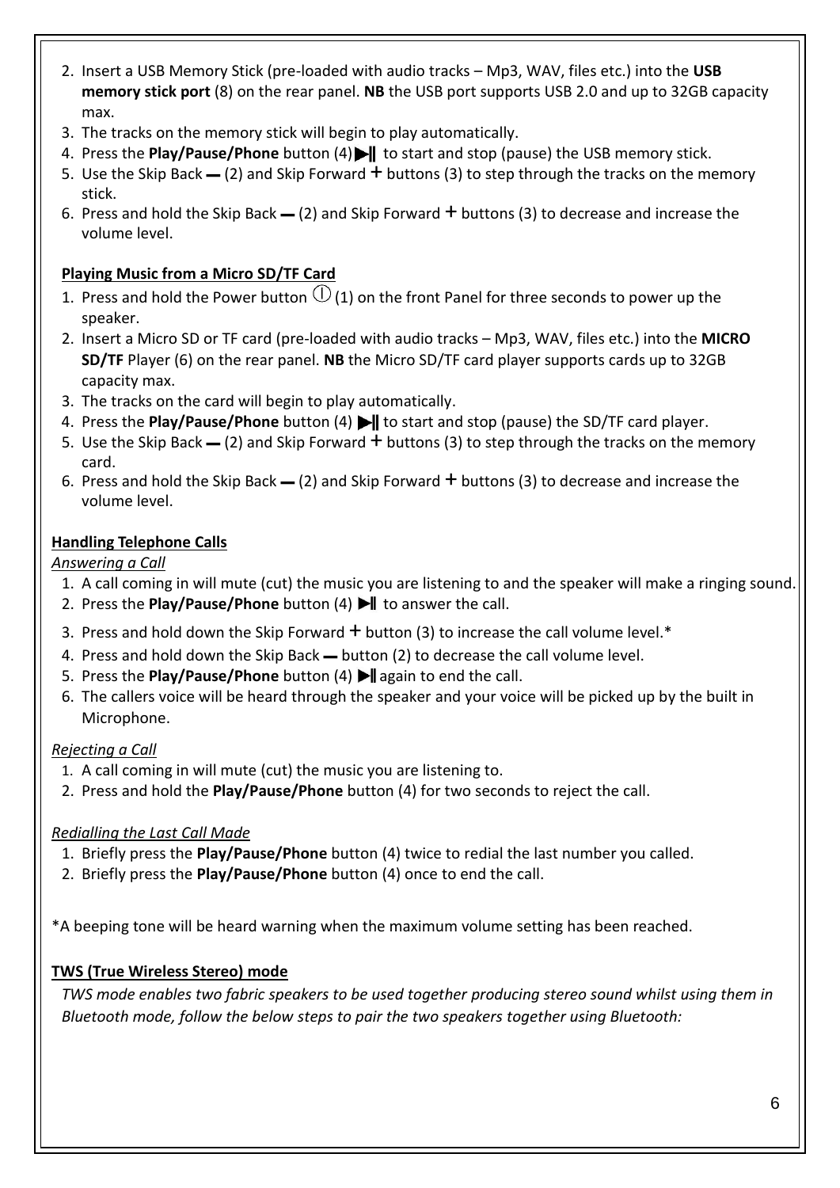2. Insert a USB Memory Stick (pre-loaded with audio tracks – Mp3, WAV, files etc.) into the **USB memory stick port** (8) on the rear panel. **NB** the USB port supports USB 2.0 and up to 32GB capacity max.
3. The tracks on the memory stick will begin to play automatically.
4. Press the **Play/Pause/Phone** button (4) ▶‖ to start and stop (pause) the USB memory stick.
5. Use the Skip Back ▬ (2) and Skip Forward + buttons (3) to step through the tracks on the memory stick.
6. Press and hold the Skip Back ▬ (2) and Skip Forward + buttons (3) to decrease and increase the volume level.

**Playing Music from a Micro SD/TF Card**

1. Press and hold the Power button ⏻ (1) on the front Panel for three seconds to power up the speaker.
2. Insert a Micro SD or TF card (pre-loaded with audio tracks – Mp3, WAV, files etc.) into the **MICRO SD/TF** Player (6) on the rear panel. **NB** the Micro SD/TF card player supports cards up to 32GB capacity max.
3. The tracks on the card will begin to play automatically.
4. Press the **Play/Pause/Phone** button (4) ▶‖ to start and stop (pause) the SD/TF card player.
5. Use the Skip Back ▬ (2) and Skip Forward + buttons (3) to step through the tracks on the memory card.
6. Press and hold the Skip Back ▬ (2) and Skip Forward + buttons (3) to decrease and increase the volume level.

**Handling Telephone Calls**

*Answering a Call*

1. A call coming in will mute (cut) the music you are listening to and the speaker will make a ringing sound.
2. Press the **Play/Pause/Phone** button (4) ▶‖ to answer the call.
3. Press and hold down the Skip Forward + button (3) to increase the call volume level.*
4. Press and hold down the Skip Back ▬ button (2) to decrease the call volume level.
5. Press the **Play/Pause/Phone** button (4) ▶‖ again to end the call.
6. The callers voice will be heard through the speaker and your voice will be picked up by the built in Microphone.

*Rejecting a Call*

1. A call coming in will mute (cut) the music you are listening to.
2. Press and hold the **Play/Pause/Phone** button (4) for two seconds to reject the call.

*Redialling the Last Call Made*

1. Briefly press the **Play/Pause/Phone** button (4) twice to redial the last number you called.
2. Briefly press the **Play/Pause/Phone** button (4) once to end the call.

*A beeping tone will be heard warning when the maximum volume setting has been reached.

**TWS (True Wireless Stereo) mode**

*TWS mode enables two fabric speakers to be used together producing stereo sound whilst using them in Bluetooth mode, follow the below steps to pair the two speakers together using Bluetooth:*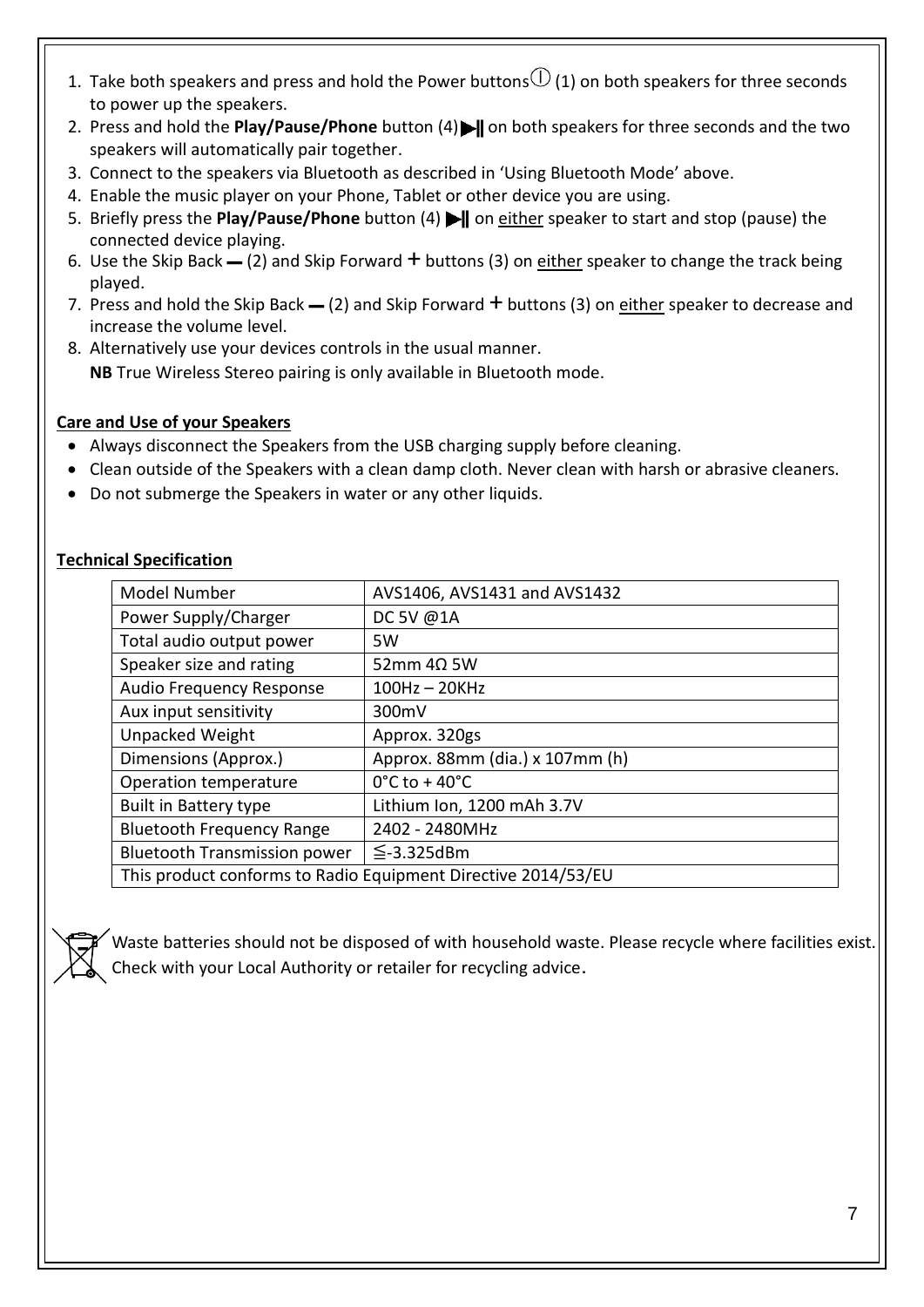1. Take both speakers and press and hold the Power buttons ⓘ (1) on both speakers for three seconds to power up the speakers.
2. Press and hold the **Play/Pause/Phone** button (4) ▶‖ on both speakers for three seconds and the two speakers will automatically pair together.
3. Connect to the speakers via Bluetooth as described in 'Using Bluetooth Mode' above.
4. Enable the music player on your Phone, Tablet or other device you are using.
5. Briefly press the **Play/Pause/Phone** button (4) ▶‖ on <u>either</u> speaker to start and stop (pause) the connected device playing.
6. Use the Skip Back **−** (2) and Skip Forward **+** buttons (3) on <u>either</u> speaker to change the track being played.
7. Press and hold the Skip Back **−** (2) and Skip Forward **+** buttons (3) on <u>either</u> speaker to decrease and increase the volume level.
8. Alternatively use your devices controls in the usual manner.
   **NB** True Wireless Stereo pairing is only available in Bluetooth mode.

**<u>Care and Use of your Speakers</u>**

- Always disconnect the Speakers from the USB charging supply before cleaning.
- Clean outside of the Speakers with a clean damp cloth. Never clean with harsh or abrasive cleaners.
- Do not submerge the Speakers in water or any other liquids.

**<u>Technical Specification</u>**

| Model Number | AVS1406, AVS1431 and AVS1432 |
|---|---|
| Power Supply/Charger | DC 5V @1A |
| Total audio output power | 5W |
| Speaker size and rating | 52mm 4Ω 5W |
| Audio Frequency Response | 100Hz – 20KHz |
| Aux input sensitivity | 300mV |
| Unpacked Weight | Approx. 320gs |
| Dimensions (Approx.) | Approx. 88mm (dia.) x 107mm (h) |
| Operation temperature | 0°C to + 40°C |
| Built in Battery type | Lithium Ion, 1200 mAh 3.7V |
| Bluetooth Frequency Range | 2402 - 2480MHz |
| Bluetooth Transmission power | ≦-3.325dBm |
| This product conforms to Radio Equipment Directive 2014/53/EU | |

Waste batteries should not be disposed of with household waste. Please recycle where facilities exist. Check with your Local Authority or retailer for recycling advice.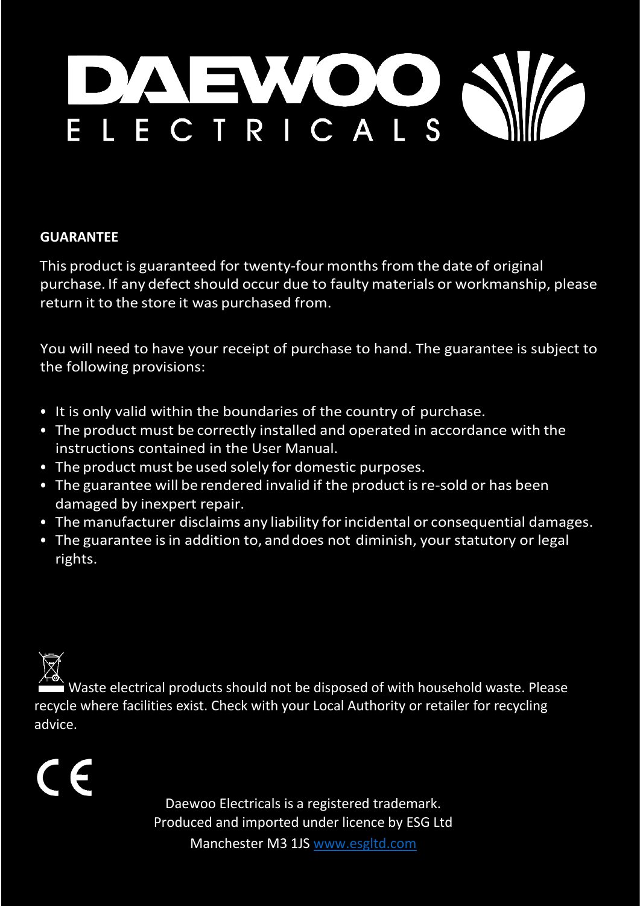DAEWOO ELECTRICALS

**GUARANTEE**

This product is guaranteed for twenty-four months from the date of original purchase. If any defect should occur due to faulty materials or workmanship, please return it to the store it was purchased from.

You will need to have your receipt of purchase to hand. The guarantee is subject to the following provisions:

- It is only valid within the boundaries of the country of purchase.
- The product must be correctly installed and operated in accordance with the instructions contained in the User Manual.
- The product must be used solely for domestic purposes.
- The guarantee will be rendered invalid if the product is re-sold or has been damaged by inexpert repair.
- The manufacturer disclaims any liability for incidental or consequential damages.
- The guarantee is in addition to, and does not diminish, your statutory or legal rights.

Waste electrical products should not be disposed of with household waste. Please recycle where facilities exist. Check with your Local Authority or retailer for recycling advice.

CE

Daewoo Electricals is a registered trademark.
Produced and imported under licence by ESG Ltd
Manchester M3 1JS www.esgltd.com